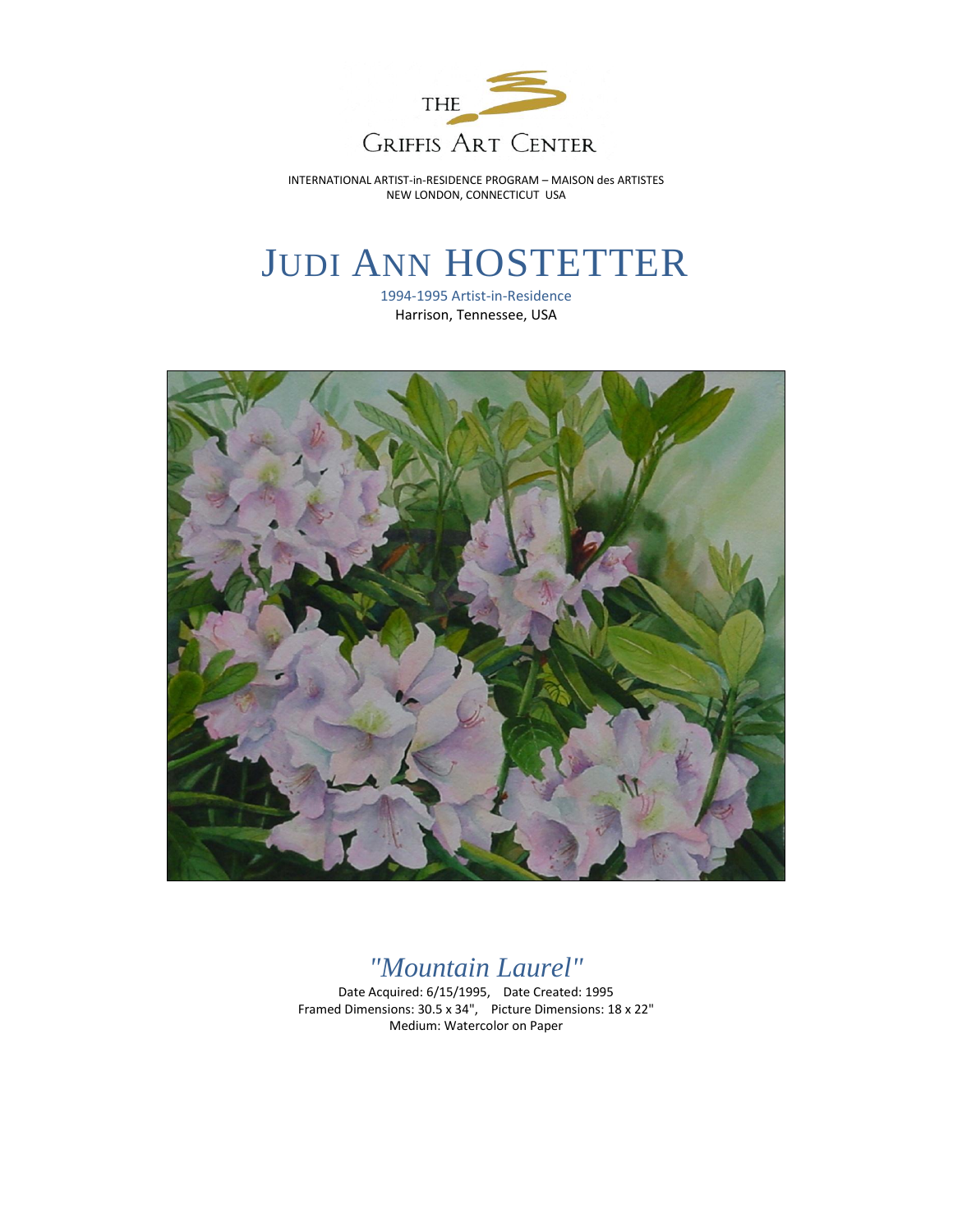THE

GRIFFIS ART CENTER

INTERNATIONAL ARTIST-in-RESIDENCE PROGRAM – MAISON des ARTISTES
NEW LONDON, CONNECTICUT USA

# JUDI ANN HOSTETTER

1994-1995 Artist-in-Residence
Harrison, Tennessee, USA

## *"Mountain Laurel"*

Date Acquired: 6/15/1995, Date Created: 1995
Framed Dimensions: 30.5 x 34", Picture Dimensions: 18 x 22"
Medium: Watercolor on Paper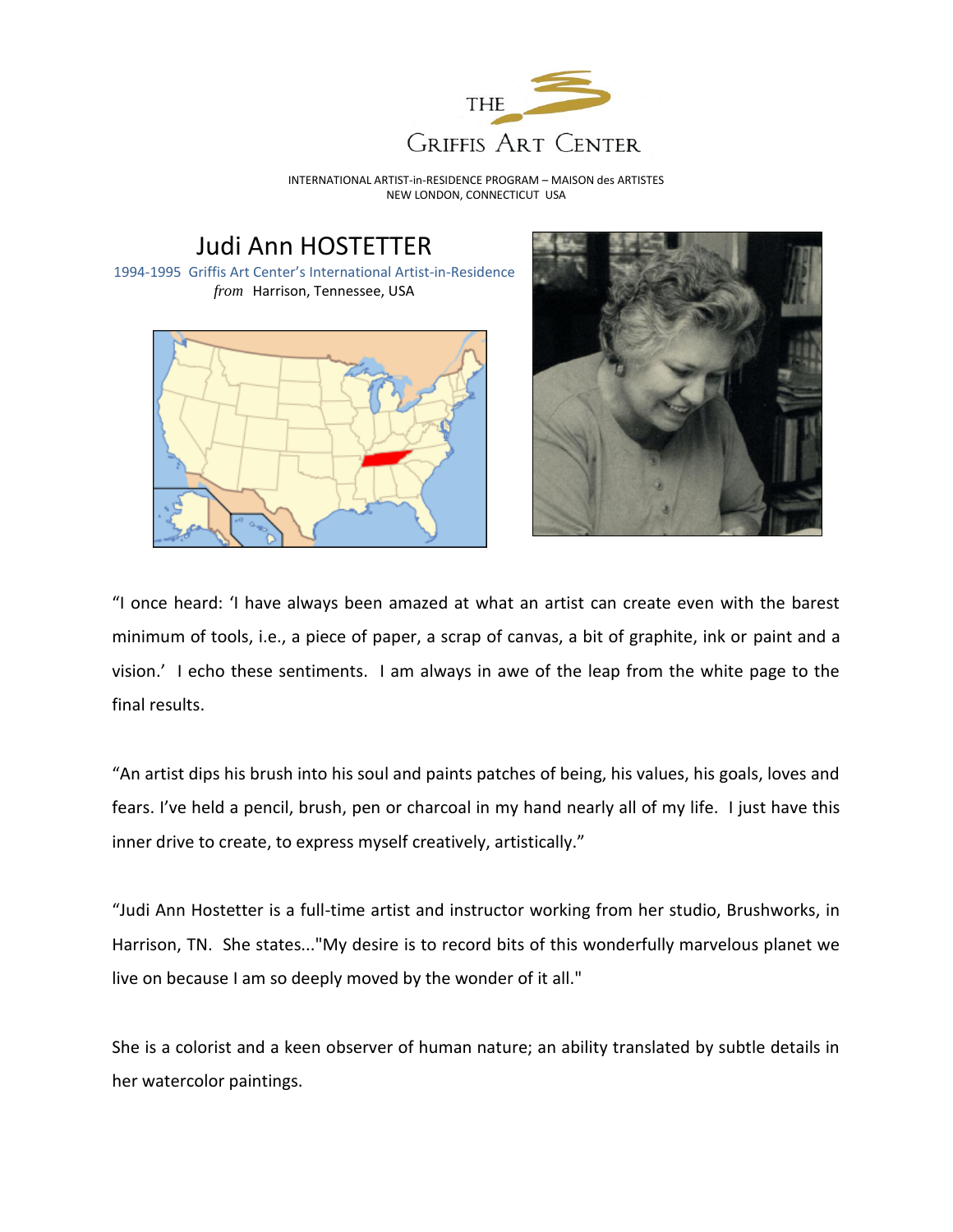THE

GRIFFIS ART CENTER

INTERNATIONAL ARTIST-in-RESIDENCE PROGRAM – MAISON des ARTISTES
NEW LONDON, CONNECTICUT USA

# Judi Ann HOSTETTER

1994-1995 Griffis Art Center's International Artist-in-Residence
*from* Harrison, Tennessee, USA

"I once heard: 'I have always been amazed at what an artist can create even with the barest minimum of tools, i.e., a piece of paper, a scrap of canvas, a bit of graphite, ink or paint and a vision.' I echo these sentiments. I am always in awe of the leap from the white page to the final results.

"An artist dips his brush into his soul and paints patches of being, his values, his goals, loves and fears. I've held a pencil, brush, pen or charcoal in my hand nearly all of my life. I just have this inner drive to create, to express myself creatively, artistically."

"Judi Ann Hostetter is a full-time artist and instructor working from her studio, Brushworks, in Harrison, TN. She states..."My desire is to record bits of this wonderfully marvelous planet we live on because I am so deeply moved by the wonder of it all."

She is a colorist and a keen observer of human nature; an ability translated by subtle details in her watercolor paintings.